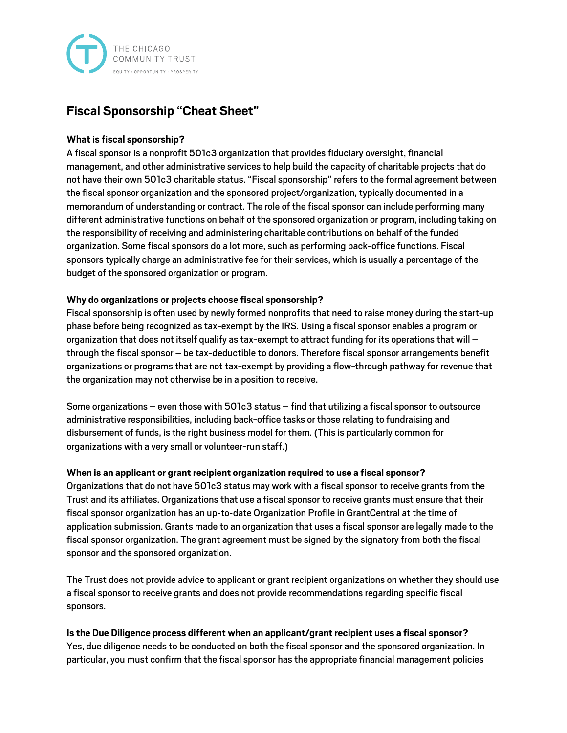THE CHICAGO COMMUNITY TRUST

EQUITY • OPPORTUNITY • PROSPERITY

# Fiscal Sponsorship "Cheat Sheet"

**What is fiscal sponsorship?**

A fiscal sponsor is a nonprofit 501c3 organization that provides fiduciary oversight, financial management, and other administrative services to help build the capacity of charitable projects that do not have their own 501c3 charitable status. "Fiscal sponsorship" refers to the formal agreement between the fiscal sponsor organization and the sponsored project/organization, typically documented in a memorandum of understanding or contract. The role of the fiscal sponsor can include performing many different administrative functions on behalf of the sponsored organization or program, including taking on the responsibility of receiving and administering charitable contributions on behalf of the funded organization. Some fiscal sponsors do a lot more, such as performing back-office functions. Fiscal sponsors typically charge an administrative fee for their services, which is usually a percentage of the budget of the sponsored organization or program.

**Why do organizations or projects choose fiscal sponsorship?**

Fiscal sponsorship is often used by newly formed nonprofits that need to raise money during the start-up phase before being recognized as tax-exempt by the IRS. Using a fiscal sponsor enables a program or organization that does not itself qualify as tax-exempt to attract funding for its operations that will – through the fiscal sponsor – be tax-deductible to donors. Therefore fiscal sponsor arrangements benefit organizations or programs that are not tax-exempt by providing a flow-through pathway for revenue that the organization may not otherwise be in a position to receive.

Some organizations – even those with 501c3 status – find that utilizing a fiscal sponsor to outsource administrative responsibilities, including back-office tasks or those relating to fundraising and disbursement of funds, is the right business model for them. (This is particularly common for organizations with a very small or volunteer-run staff.)

**When is an applicant or grant recipient organization required to use a fiscal sponsor?**

Organizations that do not have 501c3 status may work with a fiscal sponsor to receive grants from the Trust and its affiliates. Organizations that use a fiscal sponsor to receive grants must ensure that their fiscal sponsor organization has an up-to-date Organization Profile in GrantCentral at the time of application submission. Grants made to an organization that uses a fiscal sponsor are legally made to the fiscal sponsor organization. The grant agreement must be signed by the signatory from both the fiscal sponsor and the sponsored organization.

The Trust does not provide advice to applicant or grant recipient organizations on whether they should use a fiscal sponsor to receive grants and does not provide recommendations regarding specific fiscal sponsors.

**Is the Due Diligence process different when an applicant/grant recipient uses a fiscal sponsor?**

Yes, due diligence needs to be conducted on both the fiscal sponsor and the sponsored organization. In particular, you must confirm that the fiscal sponsor has the appropriate financial management policies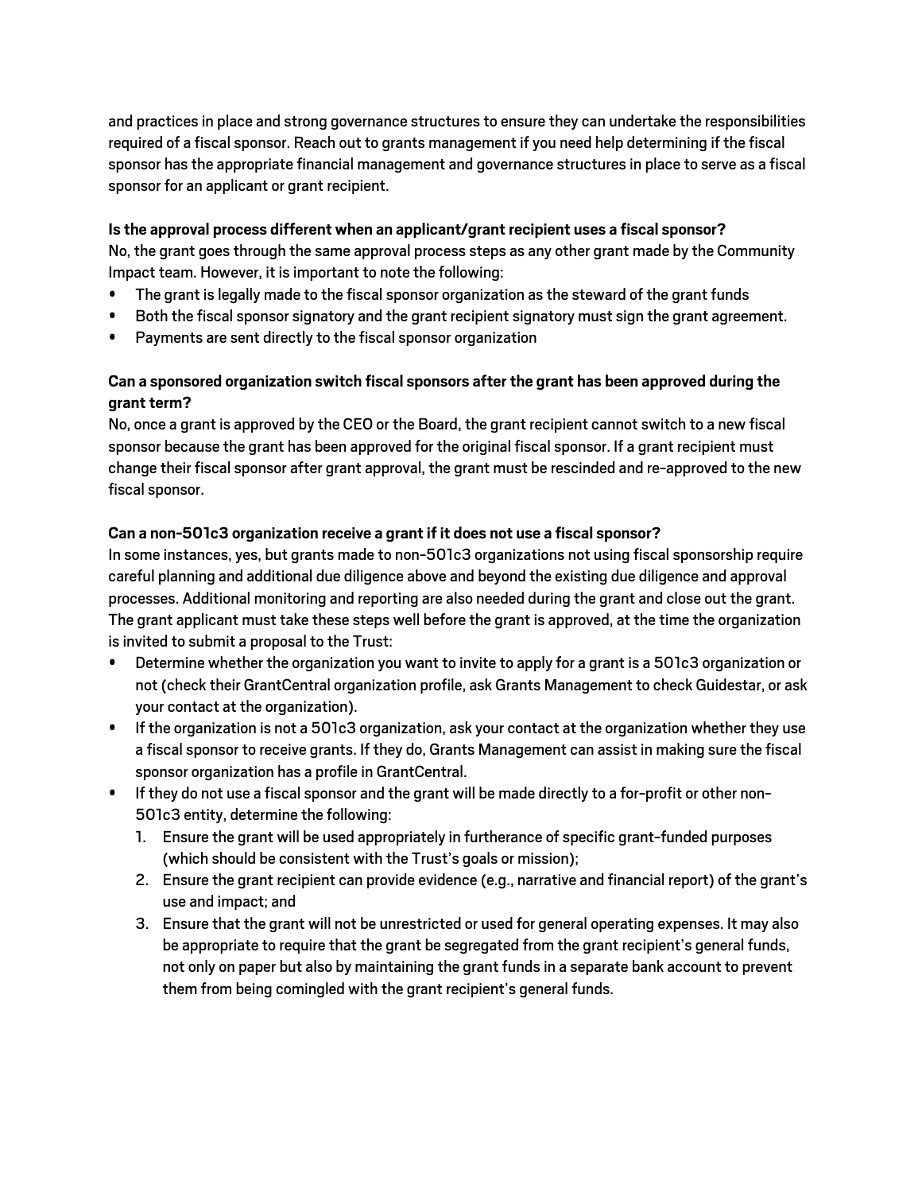and practices in place and strong governance structures to ensure they can undertake the responsibilities required of a fiscal sponsor. Reach out to grants management if you need help determining if the fiscal sponsor has the appropriate financial management and governance structures in place to serve as a fiscal sponsor for an applicant or grant recipient.

**Is the approval process different when an applicant/grant recipient uses a fiscal sponsor?**
No, the grant goes through the same approval process steps as any other grant made by the Community Impact team. However, it is important to note the following:

- The grant is legally made to the fiscal sponsor organization as the steward of the grant funds
- Both the fiscal sponsor signatory and the grant recipient signatory must sign the grant agreement.
- Payments are sent directly to the fiscal sponsor organization

**Can a sponsored organization switch fiscal sponsors after the grant has been approved during the grant term?**
No, once a grant is approved by the CEO or the Board, the grant recipient cannot switch to a new fiscal sponsor because the grant has been approved for the original fiscal sponsor. If a grant recipient must change their fiscal sponsor after grant approval, the grant must be rescinded and re-approved to the new fiscal sponsor.

**Can a non-501c3 organization receive a grant if it does not use a fiscal sponsor?**
In some instances, yes, but grants made to non-501c3 organizations not using fiscal sponsorship require careful planning and additional due diligence above and beyond the existing due diligence and approval processes. Additional monitoring and reporting are also needed during the grant and close out the grant. The grant applicant must take these steps well before the grant is approved, at the time the organization is invited to submit a proposal to the Trust:

- Determine whether the organization you want to invite to apply for a grant is a 501c3 organization or not (check their GrantCentral organization profile, ask Grants Management to check Guidestar, or ask your contact at the organization).
- If the organization is not a 501c3 organization, ask your contact at the organization whether they use a fiscal sponsor to receive grants. If they do, Grants Management can assist in making sure the fiscal sponsor organization has a profile in GrantCentral.
- If they do not use a fiscal sponsor and the grant will be made directly to a for-profit or other non-501c3 entity, determine the following:
    1. Ensure the grant will be used appropriately in furtherance of specific grant-funded purposes (which should be consistent with the Trust's goals or mission);
    2. Ensure the grant recipient can provide evidence (e.g., narrative and financial report) of the grant's use and impact; and
    3. Ensure that the grant will not be unrestricted or used for general operating expenses. It may also be appropriate to require that the grant be segregated from the grant recipient's general funds, not only on paper but also by maintaining the grant funds in a separate bank account to prevent them from being comingled with the grant recipient's general funds.